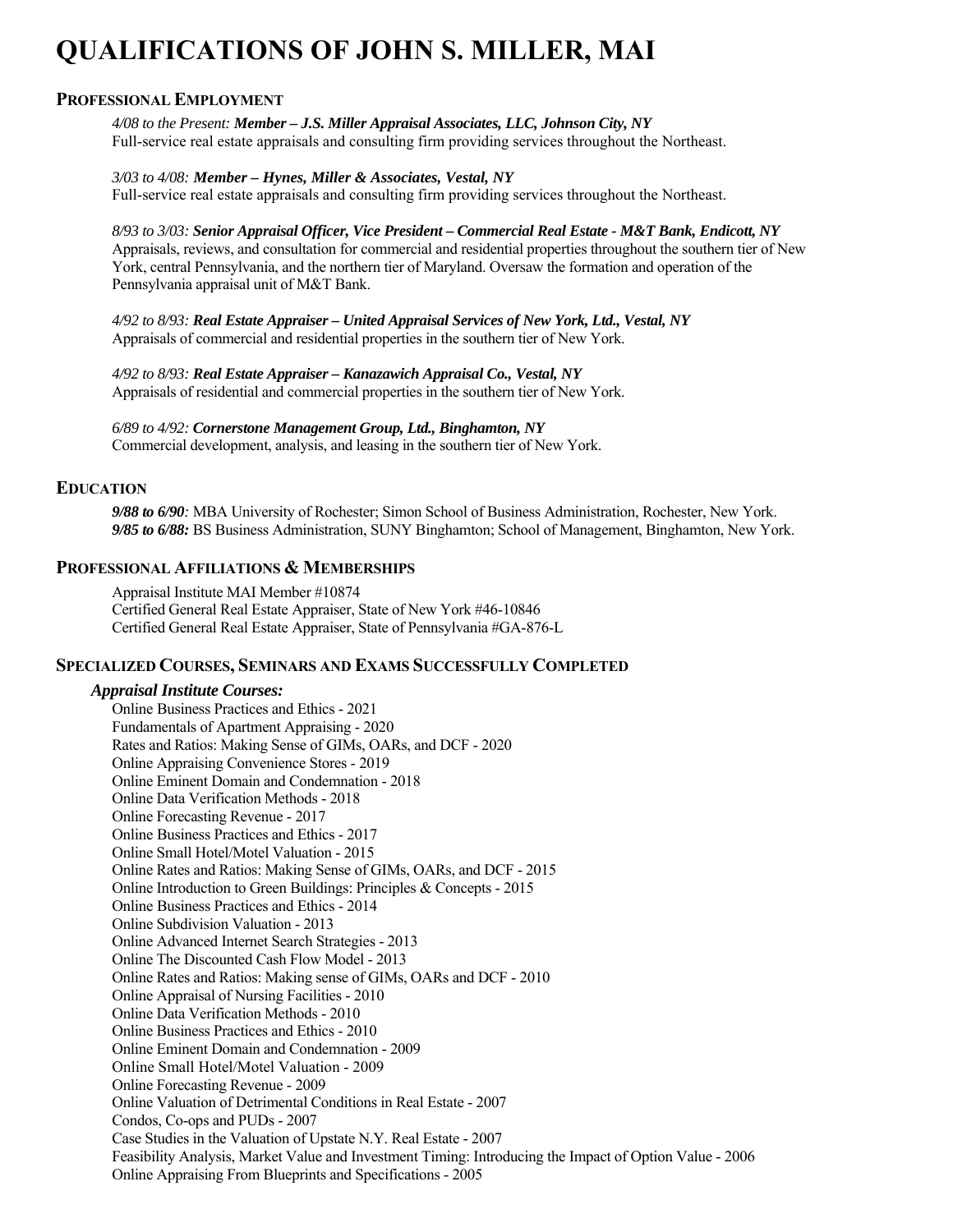# QUALIFICATIONS OF JOHN S. MILLER, MAI

## PROFESSIONAL EMPLOYMENT

*4/08 to the Present:* ***Member – J.S. Miller Appraisal Associates, LLC, Johnson City, NY***
Full-service real estate appraisals and consulting firm providing services throughout the Northeast.

*3/03 to 4/08:* ***Member – Hynes, Miller & Associates, Vestal, NY***
Full-service real estate appraisals and consulting firm providing services throughout the Northeast.

*8/93 to 3/03:* ***Senior Appraisal Officer, Vice President – Commercial Real Estate - M&T Bank, Endicott, NY***
Appraisals, reviews, and consultation for commercial and residential properties throughout the southern tier of New York, central Pennsylvania, and the northern tier of Maryland. Oversaw the formation and operation of the Pennsylvania appraisal unit of M&T Bank.

*4/92 to 8/93:* ***Real Estate Appraiser – United Appraisal Services of New York, Ltd., Vestal, NY***
Appraisals of commercial and residential properties in the southern tier of New York.

*4/92 to 8/93:* ***Real Estate Appraiser – Kanazawich Appraisal Co., Vestal, NY***
Appraisals of residential and commercial properties in the southern tier of New York.

*6/89 to 4/92:* ***Cornerstone Management Group, Ltd., Binghamton, NY***
Commercial development, analysis, and leasing in the southern tier of New York.

## EDUCATION

***9/88 to 6/90****:* MBA University of Rochester; Simon School of Business Administration, Rochester, New York.
***9/85 to 6/88:*** BS Business Administration, SUNY Binghamton; School of Management, Binghamton, New York.

## PROFESSIONAL AFFILIATIONS & MEMBERSHIPS

Appraisal Institute MAI Member #10874
Certified General Real Estate Appraiser, State of New York #46-10846
Certified General Real Estate Appraiser, State of Pennsylvania #GA-876-L

## SPECIALIZED COURSES, SEMINARS AND EXAMS SUCCESSFULLY COMPLETED

### *Appraisal Institute Courses:*

Online Business Practices and Ethics - 2021
Fundamentals of Apartment Appraising - 2020
Rates and Ratios: Making Sense of GIMs, OARs, and DCF - 2020
Online Appraising Convenience Stores - 2019
Online Eminent Domain and Condemnation - 2018
Online Data Verification Methods - 2018
Online Forecasting Revenue - 2017
Online Business Practices and Ethics - 2017
Online Small Hotel/Motel Valuation - 2015
Online Rates and Ratios: Making Sense of GIMs, OARs, and DCF - 2015
Online Introduction to Green Buildings: Principles & Concepts - 2015
Online Business Practices and Ethics - 2014
Online Subdivision Valuation - 2013
Online Advanced Internet Search Strategies - 2013
Online The Discounted Cash Flow Model - 2013
Online Rates and Ratios: Making sense of GIMs, OARs and DCF - 2010
Online Appraisal of Nursing Facilities - 2010
Online Data Verification Methods - 2010
Online Business Practices and Ethics - 2010
Online Eminent Domain and Condemnation - 2009
Online Small Hotel/Motel Valuation - 2009
Online Forecasting Revenue - 2009
Online Valuation of Detrimental Conditions in Real Estate - 2007
Condos, Co-ops and PUDs - 2007
Case Studies in the Valuation of Upstate N.Y. Real Estate - 2007
Feasibility Analysis, Market Value and Investment Timing: Introducing the Impact of Option Value - 2006
Online Appraising From Blueprints and Specifications - 2005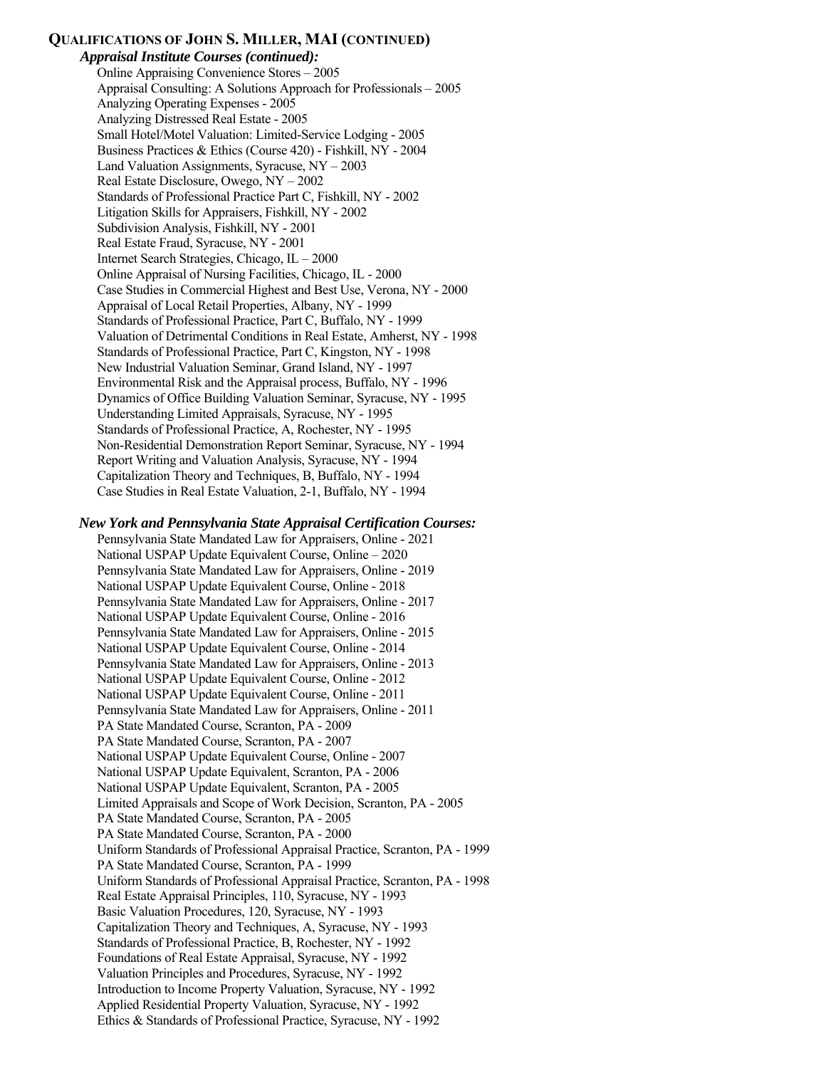## Qualifications of John S. Miller, MAI (continued)

***Appraisal Institute Courses (continued):***

Online Appraising Convenience Stores – 2005
Appraisal Consulting: A Solutions Approach for Professionals – 2005
Analyzing Operating Expenses - 2005
Analyzing Distressed Real Estate - 2005
Small Hotel/Motel Valuation: Limited-Service Lodging - 2005
Business Practices & Ethics (Course 420) - Fishkill, NY - 2004
Land Valuation Assignments, Syracuse, NY – 2003
Real Estate Disclosure, Owego, NY – 2002
Standards of Professional Practice Part C, Fishkill, NY - 2002
Litigation Skills for Appraisers, Fishkill, NY - 2002
Subdivision Analysis, Fishkill, NY - 2001
Real Estate Fraud, Syracuse, NY - 2001
Internet Search Strategies, Chicago, IL – 2000
Online Appraisal of Nursing Facilities, Chicago, IL - 2000
Case Studies in Commercial Highest and Best Use, Verona, NY - 2000
Appraisal of Local Retail Properties, Albany, NY - 1999
Standards of Professional Practice, Part C, Buffalo, NY - 1999
Valuation of Detrimental Conditions in Real Estate, Amherst, NY - 1998
Standards of Professional Practice, Part C, Kingston, NY - 1998
New Industrial Valuation Seminar, Grand Island, NY - 1997
Environmental Risk and the Appraisal process, Buffalo, NY - 1996
Dynamics of Office Building Valuation Seminar, Syracuse, NY - 1995
Understanding Limited Appraisals, Syracuse, NY - 1995
Standards of Professional Practice, A, Rochester, NY - 1995
Non-Residential Demonstration Report Seminar, Syracuse, NY - 1994
Report Writing and Valuation Analysis, Syracuse, NY - 1994
Capitalization Theory and Techniques, B, Buffalo, NY - 1994
Case Studies in Real Estate Valuation, 2-1, Buffalo, NY - 1994

***New York and Pennsylvania State Appraisal Certification Courses:***

Pennsylvania State Mandated Law for Appraisers, Online - 2021
National USPAP Update Equivalent Course, Online – 2020
Pennsylvania State Mandated Law for Appraisers, Online - 2019
National USPAP Update Equivalent Course, Online - 2018
Pennsylvania State Mandated Law for Appraisers, Online - 2017
National USPAP Update Equivalent Course, Online - 2016
Pennsylvania State Mandated Law for Appraisers, Online - 2015
National USPAP Update Equivalent Course, Online - 2014
Pennsylvania State Mandated Law for Appraisers, Online - 2013
National USPAP Update Equivalent Course, Online - 2012
National USPAP Update Equivalent Course, Online - 2011
Pennsylvania State Mandated Law for Appraisers, Online - 2011
PA State Mandated Course, Scranton, PA - 2009
PA State Mandated Course, Scranton, PA - 2007
National USPAP Update Equivalent Course, Online - 2007
National USPAP Update Equivalent, Scranton, PA - 2006
National USPAP Update Equivalent, Scranton, PA - 2005
Limited Appraisals and Scope of Work Decision, Scranton, PA - 2005
PA State Mandated Course, Scranton, PA - 2005
PA State Mandated Course, Scranton, PA - 2000
Uniform Standards of Professional Appraisal Practice, Scranton, PA - 1999
PA State Mandated Course, Scranton, PA - 1999
Uniform Standards of Professional Appraisal Practice, Scranton, PA - 1998
Real Estate Appraisal Principles, 110, Syracuse, NY - 1993
Basic Valuation Procedures, 120, Syracuse, NY - 1993
Capitalization Theory and Techniques, A, Syracuse, NY - 1993
Standards of Professional Practice, B, Rochester, NY - 1992
Foundations of Real Estate Appraisal, Syracuse, NY - 1992
Valuation Principles and Procedures, Syracuse, NY - 1992
Introduction to Income Property Valuation, Syracuse, NY - 1992
Applied Residential Property Valuation, Syracuse, NY - 1992
Ethics & Standards of Professional Practice, Syracuse, NY - 1992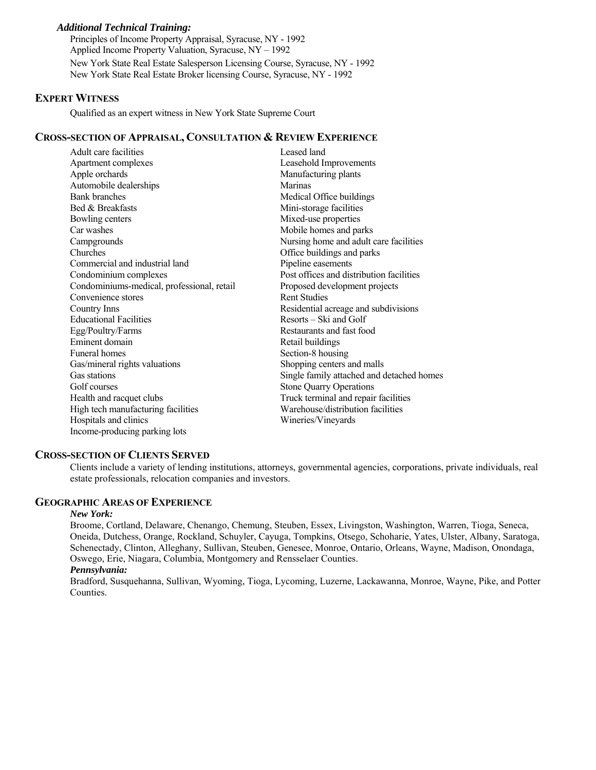### *Additional Technical Training:*

Principles of Income Property Appraisal, Syracuse, NY - 1992
Applied Income Property Valuation, Syracuse, NY – 1992
New York State Real Estate Salesperson Licensing Course, Syracuse, NY - 1992
New York State Real Estate Broker licensing Course, Syracuse, NY - 1992

## EXPERT WITNESS

Qualified as an expert witness in New York State Supreme Court

## CROSS-SECTION OF APPRAISAL, CONSULTATION & REVIEW EXPERIENCE

- Adult care facilities
- Apartment complexes
- Apple orchards
- Automobile dealerships
- Bank branches
- Bed & Breakfasts
- Bowling centers
- Car washes
- Campgrounds
- Churches
- Commercial and industrial land
- Condominium complexes
- Condominiums-medical, professional, retail
- Convenience stores
- Country Inns
- Educational Facilities
- Egg/Poultry/Farms
- Eminent domain
- Funeral homes
- Gas/mineral rights valuations
- Gas stations
- Golf courses
- Health and racquet clubs
- High tech manufacturing facilities
- Hospitals and clinics
- Income-producing parking lots
- Leased land
- Leasehold Improvements
- Manufacturing plants
- Marinas
- Medical Office buildings
- Mini-storage facilities
- Mixed-use properties
- Mobile homes and parks
- Nursing home and adult care facilities
- Office buildings and parks
- Pipeline easements
- Post offices and distribution facilities
- Proposed development projects
- Rent Studies
- Residential acreage and subdivisions
- Resorts – Ski and Golf
- Restaurants and fast food
- Retail buildings
- Section-8 housing
- Shopping centers and malls
- Single family attached and detached homes
- Stone Quarry Operations
- Truck terminal and repair facilities
- Warehouse/distribution facilities
- Wineries/Vineyards

## CROSS-SECTION OF CLIENTS SERVED

Clients include a variety of lending institutions, attorneys, governmental agencies, corporations, private individuals, real estate professionals, relocation companies and investors.

## GEOGRAPHIC AREAS OF EXPERIENCE

***New York:***

Broome, Cortland, Delaware, Chenango, Chemung, Steuben, Essex, Livingston, Washington, Warren, Tioga, Seneca, Oneida, Dutchess, Orange, Rockland, Schuyler, Cayuga, Tompkins, Otsego, Schoharie, Yates, Ulster, Albany, Saratoga, Schenectady, Clinton, Alleghany, Sullivan, Steuben, Genesee, Monroe, Ontario, Orleans, Wayne, Madison, Onondaga, Oswego, Erie, Niagara, Columbia, Montgomery and Rensselaer Counties.

***Pennsylvania:***

Bradford, Susquehanna, Sullivan, Wyoming, Tioga, Lycoming, Luzerne, Lackawanna, Monroe, Wayne, Pike, and Potter Counties.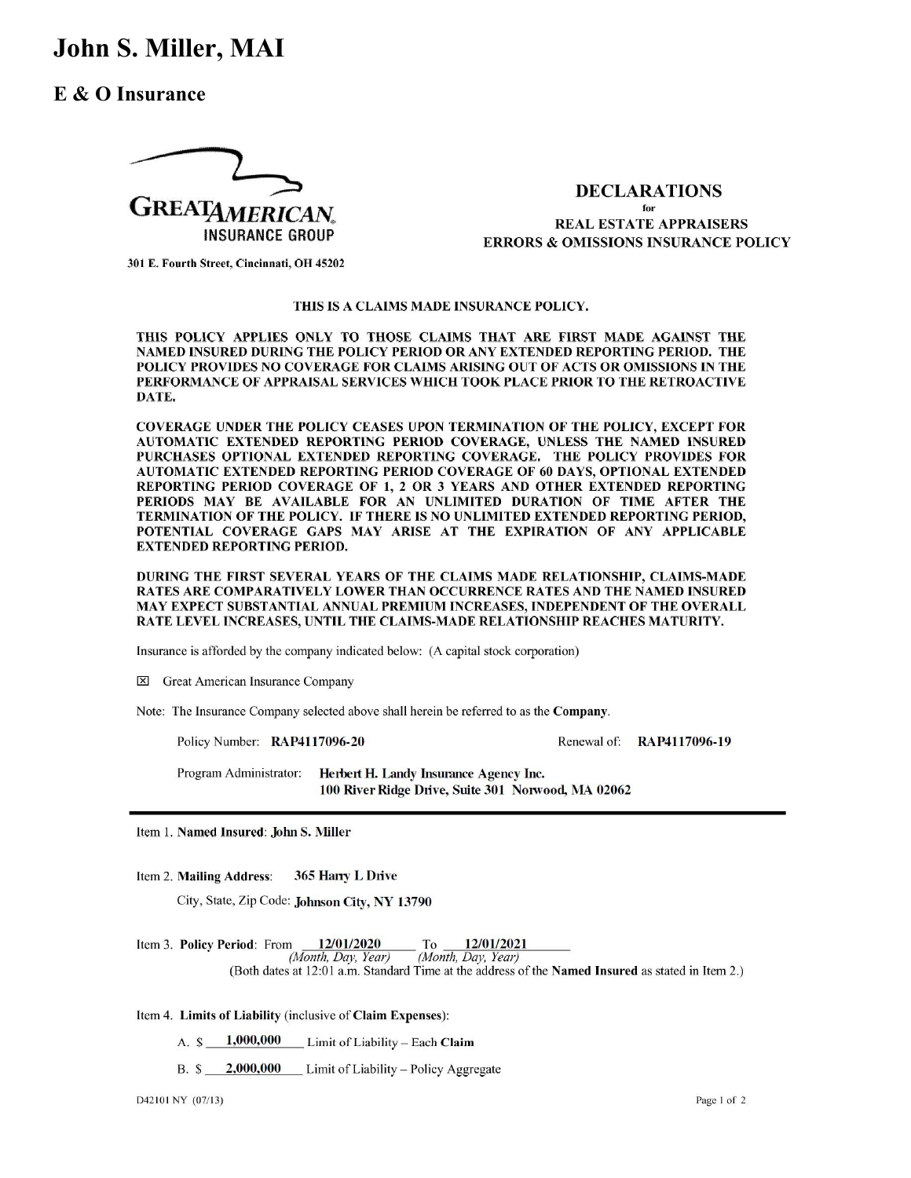# John S. Miller, MAI

## E & O Insurance

GREAT AMERICAN INSURANCE GROUP

301 E. Fourth Street, Cincinnati, OH 45202

**DECLARATIONS**
**for**
**REAL ESTATE APPRAISERS**
**ERRORS & OMISSIONS INSURANCE POLICY**

**THIS IS A CLAIMS MADE INSURANCE POLICY.**

**THIS POLICY APPLIES ONLY TO THOSE CLAIMS THAT ARE FIRST MADE AGAINST THE NAMED INSURED DURING THE POLICY PERIOD OR ANY EXTENDED REPORTING PERIOD. THE POLICY PROVIDES NO COVERAGE FOR CLAIMS ARISING OUT OF ACTS OR OMISSIONS IN THE PERFORMANCE OF APPRAISAL SERVICES WHICH TOOK PLACE PRIOR TO THE RETROACTIVE DATE.**

**COVERAGE UNDER THE POLICY CEASES UPON TERMINATION OF THE POLICY, EXCEPT FOR AUTOMATIC EXTENDED REPORTING PERIOD COVERAGE, UNLESS THE NAMED INSURED PURCHASES OPTIONAL EXTENDED REPORTING COVERAGE. THE POLICY PROVIDES FOR AUTOMATIC EXTENDED REPORTING PERIOD COVERAGE OF 60 DAYS, OPTIONAL EXTENDED REPORTING PERIOD COVERAGE OF 1, 2 OR 3 YEARS AND OTHER EXTENDED REPORTING PERIODS MAY BE AVAILABLE FOR AN UNLIMITED DURATION OF TIME AFTER THE TERMINATION OF THE POLICY. IF THERE IS NO UNLIMITED EXTENDED REPORTING PERIOD, POTENTIAL COVERAGE GAPS MAY ARISE AT THE EXPIRATION OF ANY APPLICABLE EXTENDED REPORTING PERIOD.**

**DURING THE FIRST SEVERAL YEARS OF THE CLAIMS MADE RELATIONSHIP, CLAIMS-MADE RATES ARE COMPARATIVELY LOWER THAN OCCURRENCE RATES AND THE NAMED INSURED MAY EXPECT SUBSTANTIAL ANNUAL PREMIUM INCREASES, INDEPENDENT OF THE OVERALL RATE LEVEL INCREASES, UNTIL THE CLAIMS-MADE RELATIONSHIP REACHES MATURITY.**

Insurance is afforded by the company indicated below: (A capital stock corporation)

☒ Great American Insurance Company

Note: The Insurance Company selected above shall herein be referred to as the **Company**.

Policy Number: **RAP4117096-20** Renewal of: **RAP4117096-19**

Program Administrator: **Herbert H. Landy Insurance Agency Inc.**
**100 River Ridge Drive, Suite 301 Norwood, MA 02062**

---

Item 1. **Named Insured**: John S. Miller

Item 2. **Mailing Address**: 365 Harry L Drive

City, State, Zip Code: Johnson City, NY 13790

Item 3. **Policy Period**: From 12/01/2020 To 12/01/2021
*(Month, Day, Year)* *(Month, Day, Year)*
(Both dates at 12:01 a.m. Standard Time at the address of the **Named Insured** as stated in Item 2.)

Item 4. **Limits of Liability** (inclusive of **Claim Expenses**):

A. $ 1,000,000 Limit of Liability – Each **Claim**

B. $ 2,000,000 Limit of Liability – Policy Aggregate

D42101 NY (07/13)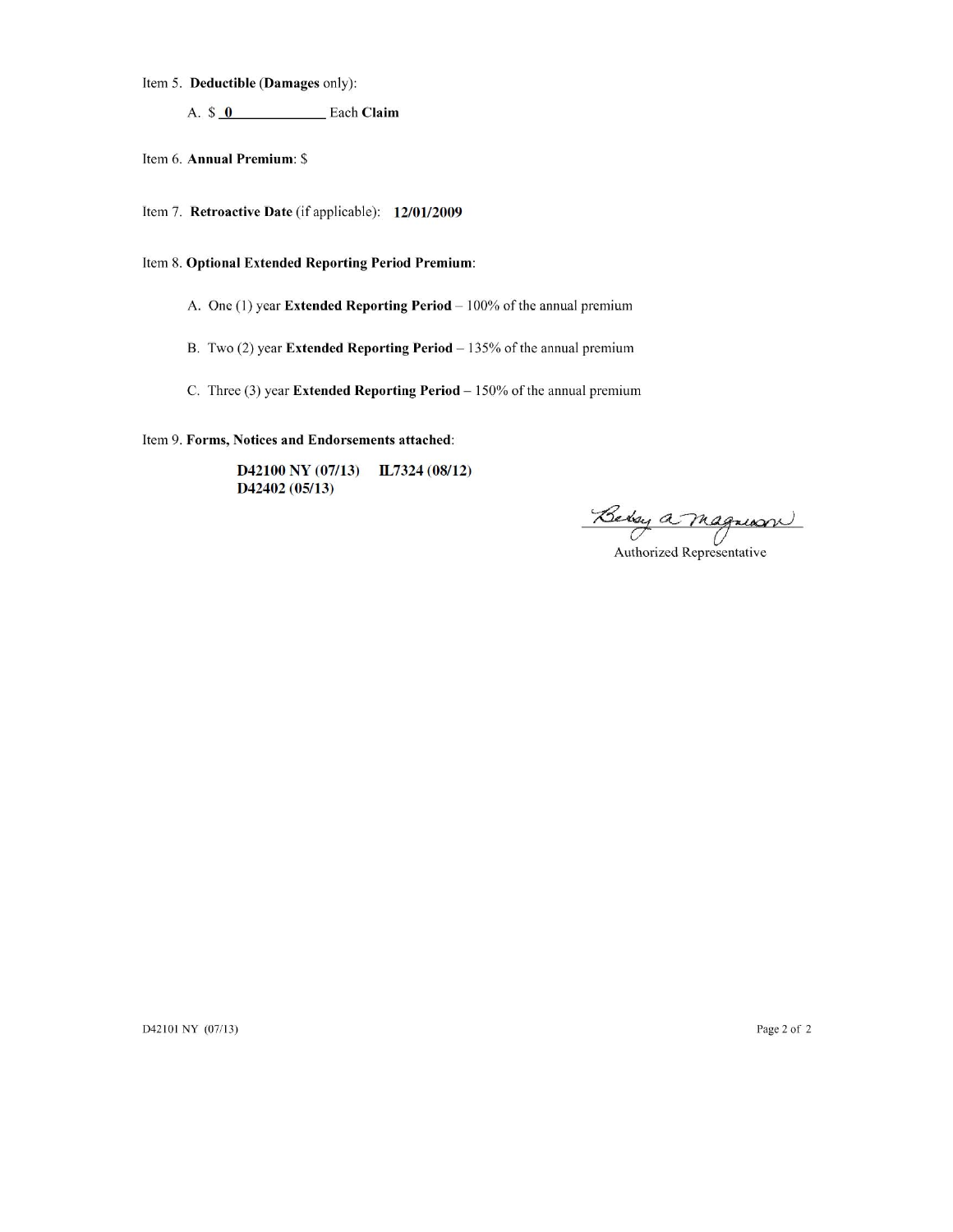Item 5. **Deductible** (**Damages** only):

A. $ **0** _____________ Each **Claim**

Item 6. **Annual Premium**: $

Item 7. **Retroactive Date** (if applicable): **12/01/2009**

Item 8. **Optional Extended Reporting Period Premium**:

A. One (1) year **Extended Reporting Period** – 100% of the annual premium

B. Two (2) year **Extended Reporting Period** – 135% of the annual premium

C. Three (3) year **Extended Reporting Period** – 150% of the annual premium

Item 9. **Forms, Notices and Endorsements attached**:

**D42100 NY (07/13)** **IL7324 (08/12)**
**D42402 (05/13)**

Betsy A. Magnuson
Authorized Representative

D42101 NY (07/13)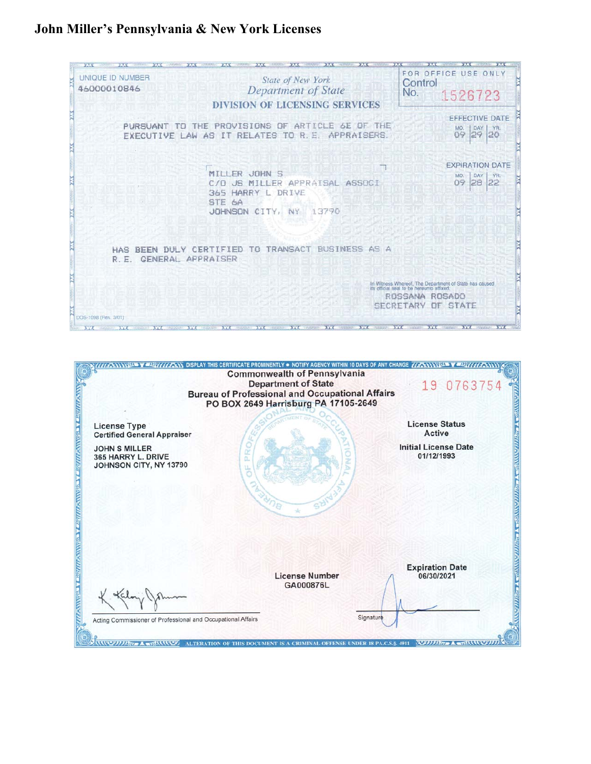# John Miller's Pennsylvania & New York Licenses

UNIQUE ID NUMBER
46000010846

State of New York
Department of State
**DIVISION OF LICENSING SERVICES**

FOR OFFICE USE ONLY
Control No. 1526723

PURSUANT TO THE PROVISIONS OF ARTICLE 6E OF THE EXECUTIVE LAW AS IT RELATES TO R. E. APPRAISERS.

EFFECTIVE DATE
MO. 09 | DAY 29 | YR. 20

MILLER JOHN S
C/O JS MILLER APPRAISAL ASSOCI
365 HARRY L DRIVE
STE 6A
JOHNSON CITY, NY 13790

EXPIRATION DATE
MO. 09 | DAY 28 | YR. 22

HAS BEEN DULY CERTIFIED TO TRANSACT BUSINESS AS A R. E. GENERAL APPRAISER

In Witness Whereof, The Department of State has caused its official seal to be hereunto affixed.

ROSSANA ROSADO
SECRETARY OF STATE

DOS-1098 (Rev. 3/01)

---

DISPLAY THIS CERTIFICATE PROMINENTLY • NOTIFY AGENCY WITHIN 10 DAYS OF ANY CHANGE

**Commonwealth of Pennsylvania**
**Department of State**
**Bureau of Professional and Occupational Affairs**
**PO BOX 2649 Harrisburg PA 17105-2649**

19 0763754

**License Type**
**Certified General Appraiser**

**JOHN S MILLER**
**365 HARRY L. DRIVE**
**JOHNSON CITY, NY 13790**

**License Status**
**Active**

**Initial License Date**
**01/12/1993**

**License Number**
**GA000876L**

**Expiration Date**
**06/30/2021**

Acting Commissioner of Professional and Occupational Affairs

Signature

ALTERATION OF THIS DOCUMENT IS A CRIMINAL OFFENSE UNDER 18 PA.C.S.§ 4911